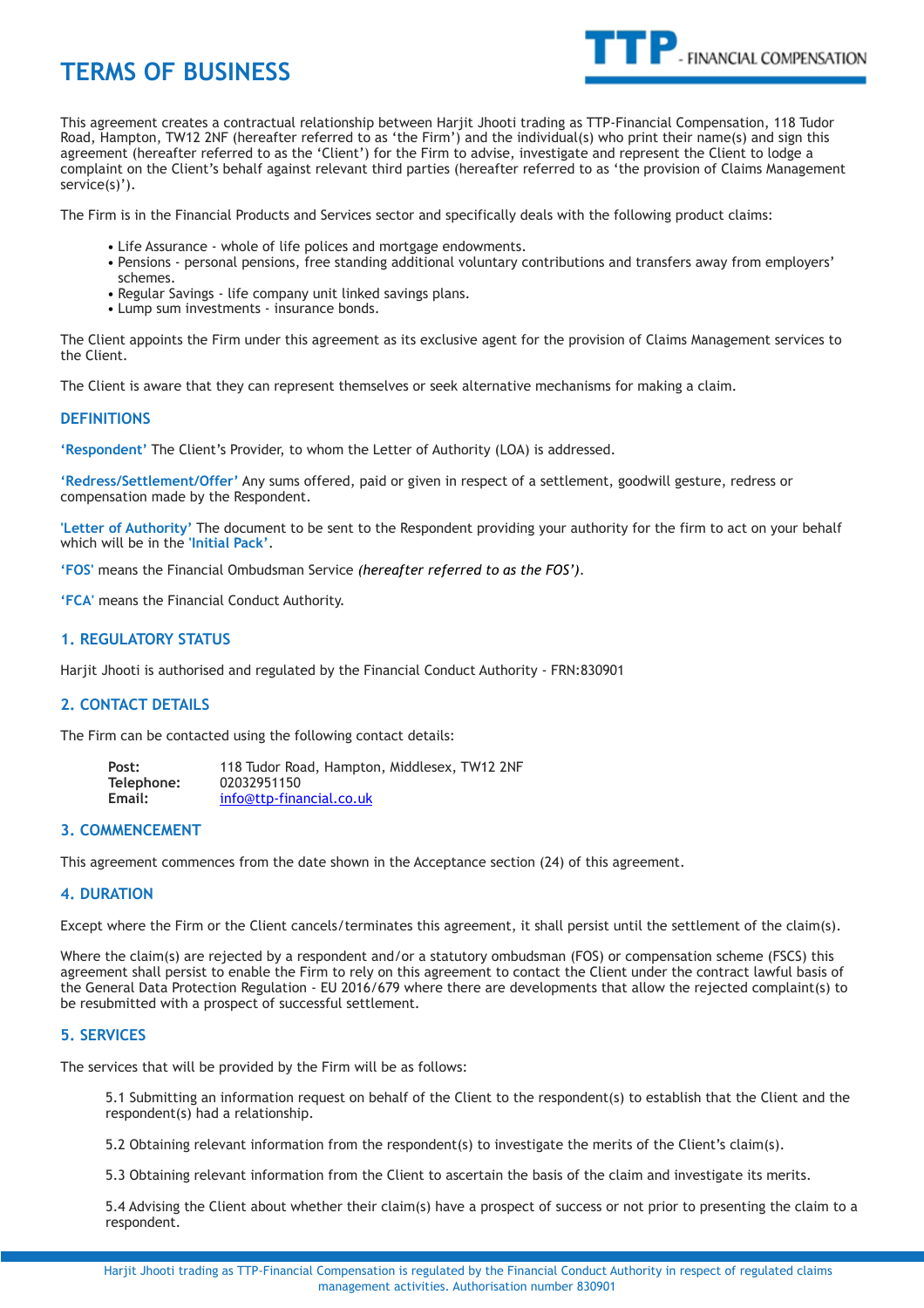# TERMS OF BUSINESS

This agreement creates a contractual relationship between Harjit Jhooti trading as TTP-Financial Compensation, 118 Tudor Road, Hampton, TW12 2NF (hereafter referred to as 'the Firm') and the individual(s) who print their name(s) and sign this agreement (hereafter referred to as the 'Client') for the Firm to advise, investigate and represent the Client to lodge a complaint on the Client's behalf against relevant third parties (hereafter referred to as 'the provision of Claims Management service(s)').

The Firm is in the Financial Products and Services sector and specifically deals with the following product claims:

- Life Assurance - whole of life polices and mortgage endowments.
- Pensions - personal pensions, free standing additional voluntary contributions and transfers away from employers' schemes.
- Regular Savings - life company unit linked savings plans.
- Lump sum investments - insurance bonds.

The Client appoints the Firm under this agreement as its exclusive agent for the provision of Claims Management services to the Client.

The Client is aware that they can represent themselves or seek alternative mechanisms for making a claim.

## DEFINITIONS

**'Respondent'** The Client's Provider, to whom the Letter of Authority (LOA) is addressed.

**'Redress/Settlement/Offer'** Any sums offered, paid or given in respect of a settlement, goodwill gesture, redress or compensation made by the Respondent.

**'Letter of Authority'** The document to be sent to the Respondent providing your authority for the firm to act on your behalf which will be in the **'Initial Pack'**.

**'FOS'** means the Financial Ombudsman Service *(hereafter referred to as the FOS')*.

**'FCA'** means the Financial Conduct Authority.

## 1. REGULATORY STATUS

Harjit Jhooti is authorised and regulated by the Financial Conduct Authority - FRN:830901

## 2. CONTACT DETAILS

The Firm can be contacted using the following contact details:

| | |
|---|---|
| **Post:** | 118 Tudor Road, Hampton, Middlesex, TW12 2NF |
| **Telephone:** | 02032951150 |
| **Email:** | info@ttp-financial.co.uk |

## 3. COMMENCEMENT

This agreement commences from the date shown in the Acceptance section (24) of this agreement.

## 4. DURATION

Except where the Firm or the Client cancels/terminates this agreement, it shall persist until the settlement of the claim(s).

Where the claim(s) are rejected by a respondent and/or a statutory ombudsman (FOS) or compensation scheme (FSCS) this agreement shall persist to enable the Firm to rely on this agreement to contact the Client under the contract lawful basis of the General Data Protection Regulation - EU 2016/679 where there are developments that allow the rejected complaint(s) to be resubmitted with a prospect of successful settlement.

## 5. SERVICES

The services that will be provided by the Firm will be as follows:

5.1 Submitting an information request on behalf of the Client to the respondent(s) to establish that the Client and the respondent(s) had a relationship.

5.2 Obtaining relevant information from the respondent(s) to investigate the merits of the Client's claim(s).

5.3 Obtaining relevant information from the Client to ascertain the basis of the claim and investigate its merits.

5.4 Advising the Client about whether their claim(s) have a prospect of success or not prior to presenting the claim to a respondent.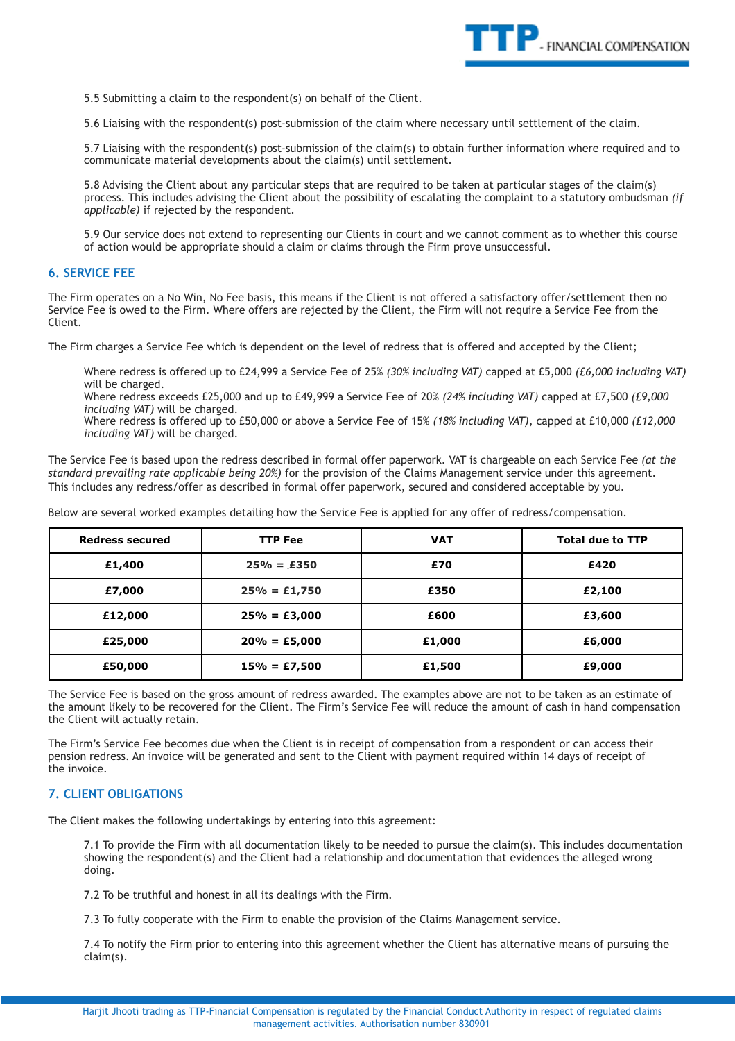5.5 Submitting a claim to the respondent(s) on behalf of the Client.

5.6 Liaising with the respondent(s) post-submission of the claim where necessary until settlement of the claim.

5.7 Liaising with the respondent(s) post-submission of the claim(s) to obtain further information where required and to communicate material developments about the claim(s) until settlement.

5.8 Advising the Client about any particular steps that are required to be taken at particular stages of the claim(s) process. This includes advising the Client about the possibility of escalating the complaint to a statutory ombudsman *(if applicable)* if rejected by the respondent.

5.9 Our service does not extend to representing our Clients in court and we cannot comment as to whether this course of action would be appropriate should a claim or claims through the Firm prove unsuccessful.

## 6. SERVICE FEE

The Firm operates on a No Win, No Fee basis, this means if the Client is not offered a satisfactory offer/settlement then no Service Fee is owed to the Firm. Where offers are rejected by the Client, the Firm will not require a Service Fee from the Client.

The Firm charges a Service Fee which is dependent on the level of redress that is offered and accepted by the Client;

Where redress is offered up to £24,999 a Service Fee of 25% *(30% including VAT)* capped at £5,000 *(£6,000 including VAT)* will be charged.
Where redress exceeds £25,000 and up to £49,999 a Service Fee of 20% *(24% including VAT)* capped at £7,500 *(£9,000 including VAT)* will be charged.
Where redress is offered up to £50,000 or above a Service Fee of 15% *(18% including VAT)*, capped at £10,000 *(£12,000 including VAT)* will be charged.

The Service Fee is based upon the redress described in formal offer paperwork. VAT is chargeable on each Service Fee *(at the standard prevailing rate applicable being 20%)* for the provision of the Claims Management service under this agreement. This includes any redress/offer as described in formal offer paperwork, secured and considered acceptable by you.

Below are several worked examples detailing how the Service Fee is applied for any offer of redress/compensation.

| Redress secured | TTP Fee | VAT | Total due to TTP |
|---|---|---|---|
| £1,400 | 25% = £350 | £70 | £420 |
| £7,000 | 25% = £1,750 | £350 | £2,100 |
| £12,000 | 25% = £3,000 | £600 | £3,600 |
| £25,000 | 20% = £5,000 | £1,000 | £6,000 |
| £50,000 | 15% = £7,500 | £1,500 | £9,000 |

The Service Fee is based on the gross amount of redress awarded. The examples above are not to be taken as an estimate of the amount likely to be recovered for the Client. The Firm's Service Fee will reduce the amount of cash in hand compensation the Client will actually retain.

The Firm's Service Fee becomes due when the Client is in receipt of compensation from a respondent or can access their pension redress. An invoice will be generated and sent to the Client with payment required within 14 days of receipt of the invoice.

## 7. CLIENT OBLIGATIONS

The Client makes the following undertakings by entering into this agreement:

7.1 To provide the Firm with all documentation likely to be needed to pursue the claim(s). This includes documentation showing the respondent(s) and the Client had a relationship and documentation that evidences the alleged wrong doing.

7.2 To be truthful and honest in all its dealings with the Firm.

7.3 To fully cooperate with the Firm to enable the provision of the Claims Management service.

7.4 To notify the Firm prior to entering into this agreement whether the Client has alternative means of pursuing the claim(s).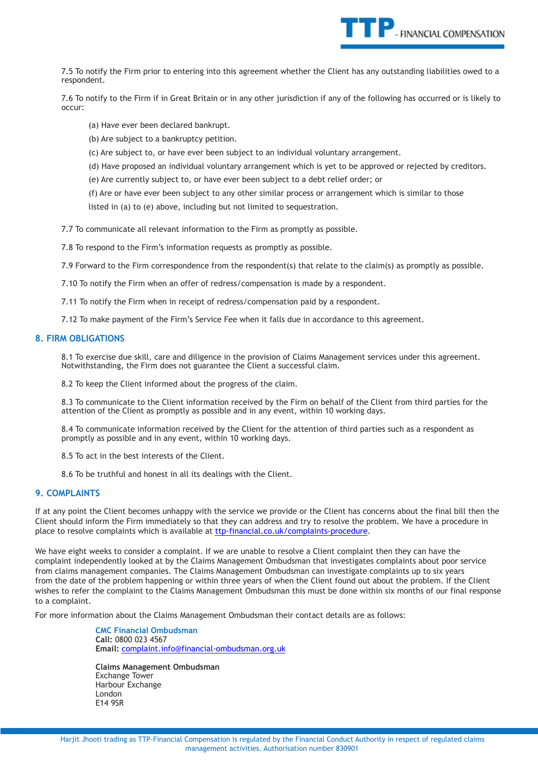7.5 To notify the Firm prior to entering into this agreement whether the Client has any outstanding liabilities owed to a respondent.

7.6 To notify to the Firm if in Great Britain or in any other jurisdiction if any of the following has occurred or is likely to occur:

(a) Have ever been declared bankrupt.

(b) Are subject to a bankruptcy petition.

(c) Are subject to, or have ever been subject to an individual voluntary arrangement.

(d) Have proposed an individual voluntary arrangement which is yet to be approved or rejected by creditors.

(e) Are currently subject to, or have ever been subject to a debt relief order; or

(f) Are or have ever been subject to any other similar process or arrangement which is similar to those listed in (a) to (e) above, including but not limited to sequestration.

7.7 To communicate all relevant information to the Firm as promptly as possible.

7.8 To respond to the Firm's information requests as promptly as possible.

7.9 Forward to the Firm correspondence from the respondent(s) that relate to the claim(s) as promptly as possible.

7.10 To notify the Firm when an offer of redress/compensation is made by a respondent.

7.11 To notify the Firm when in receipt of redress/compensation paid by a respondent.

7.12 To make payment of the Firm's Service Fee when it falls due in accordance to this agreement.

## 8. FIRM OBLIGATIONS

8.1 To exercise due skill, care and diligence in the provision of Claims Management services under this agreement. Notwithstanding, the Firm does not guarantee the Client a successful claim.

8.2 To keep the Client informed about the progress of the claim.

8.3 To communicate to the Client information received by the Firm on behalf of the Client from third parties for the attention of the Client as promptly as possible and in any event, within 10 working days.

8.4 To communicate information received by the Client for the attention of third parties such as a respondent as promptly as possible and in any event, within 10 working days.

8.5 To act in the best interests of the Client.

8.6 To be truthful and honest in all its dealings with the Client.

## 9. COMPLAINTS

If at any point the Client becomes unhappy with the service we provide or the Client has concerns about the final bill then the Client should inform the Firm immediately so that they can address and try to resolve the problem. We have a procedure in place to resolve complaints which is available at [ttp-financial.co.uk/complaints-procedure](ttp-financial.co.uk/complaints-procedure).

We have eight weeks to consider a complaint. If we are unable to resolve a Client complaint then they can have the complaint independently looked at by the Claims Management Ombudsman that investigates complaints about poor service from claims management companies. The Claims Management Ombudsman can investigate complaints up to six years from the date of the problem happening or within three years of when the Client found out about the problem. If the Client wishes to refer the complaint to the Claims Management Ombudsman this must be done within six months of our final response to a complaint.

For more information about the Claims Management Ombudsman their contact details are as follows:

**CMC Financial Ombudsman**
**Call:** 0800 023 4567
**Email:** complaint.info@financial-ombudsman.org.uk

**Claims Management Ombudsman**
Exchange Tower
Harbour Exchange
London
E14 9SR

Harjit Jhooti trading as TTP-Financial Compensation is regulated by the Financial Conduct Authority in respect of regulated claims management activities. Authorisation number 830901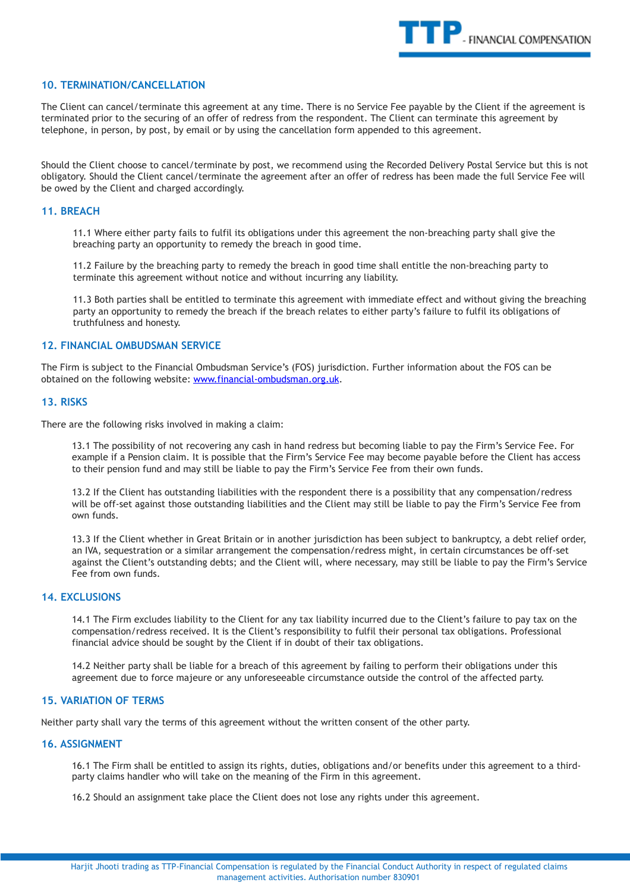## 10. TERMINATION/CANCELLATION

The Client can cancel/terminate this agreement at any time. There is no Service Fee payable by the Client if the agreement is terminated prior to the securing of an offer of redress from the respondent. The Client can terminate this agreement by telephone, in person, by post, by email or by using the cancellation form appended to this agreement.

Should the Client choose to cancel/terminate by post, we recommend using the Recorded Delivery Postal Service but this is not obligatory. Should the Client cancel/terminate the agreement after an offer of redress has been made the full Service Fee will be owed by the Client and charged accordingly.

## 11. BREACH

11.1 Where either party fails to fulfil its obligations under this agreement the non-breaching party shall give the breaching party an opportunity to remedy the breach in good time.

11.2 Failure by the breaching party to remedy the breach in good time shall entitle the non-breaching party to terminate this agreement without notice and without incurring any liability.

11.3 Both parties shall be entitled to terminate this agreement with immediate effect and without giving the breaching party an opportunity to remedy the breach if the breach relates to either party's failure to fulfil its obligations of truthfulness and honesty.

## 12. FINANCIAL OMBUDSMAN SERVICE

The Firm is subject to the Financial Ombudsman Service's (FOS) jurisdiction. Further information about the FOS can be obtained on the following website: [www.financial-ombudsman.org.uk](www.financial-ombudsman.org.uk).

## 13. RISKS

There are the following risks involved in making a claim:

13.1 The possibility of not recovering any cash in hand redress but becoming liable to pay the Firm's Service Fee. For example if a Pension claim. It is possible that the Firm's Service Fee may become payable before the Client has access to their pension fund and may still be liable to pay the Firm's Service Fee from their own funds.

13.2 If the Client has outstanding liabilities with the respondent there is a possibility that any compensation/redress will be off-set against those outstanding liabilities and the Client may still be liable to pay the Firm's Service Fee from own funds.

13.3 If the Client whether in Great Britain or in another jurisdiction has been subject to bankruptcy, a debt relief order, an IVA, sequestration or a similar arrangement the compensation/redress might, in certain circumstances be off-set against the Client's outstanding debts; and the Client will, where necessary, may still be liable to pay the Firm's Service Fee from own funds.

## 14. EXCLUSIONS

14.1 The Firm excludes liability to the Client for any tax liability incurred due to the Client's failure to pay tax on the compensation/redress received. It is the Client's responsibility to fulfil their personal tax obligations. Professional financial advice should be sought by the Client if in doubt of their tax obligations.

14.2 Neither party shall be liable for a breach of this agreement by failing to perform their obligations under this agreement due to force majeure or any unforeseeable circumstance outside the control of the affected party.

## 15. VARIATION OF TERMS

Neither party shall vary the terms of this agreement without the written consent of the other party.

## 16. ASSIGNMENT

16.1 The Firm shall be entitled to assign its rights, duties, obligations and/or benefits under this agreement to a third-party claims handler who will take on the meaning of the Firm in this agreement.

16.2 Should an assignment take place the Client does not lose any rights under this agreement.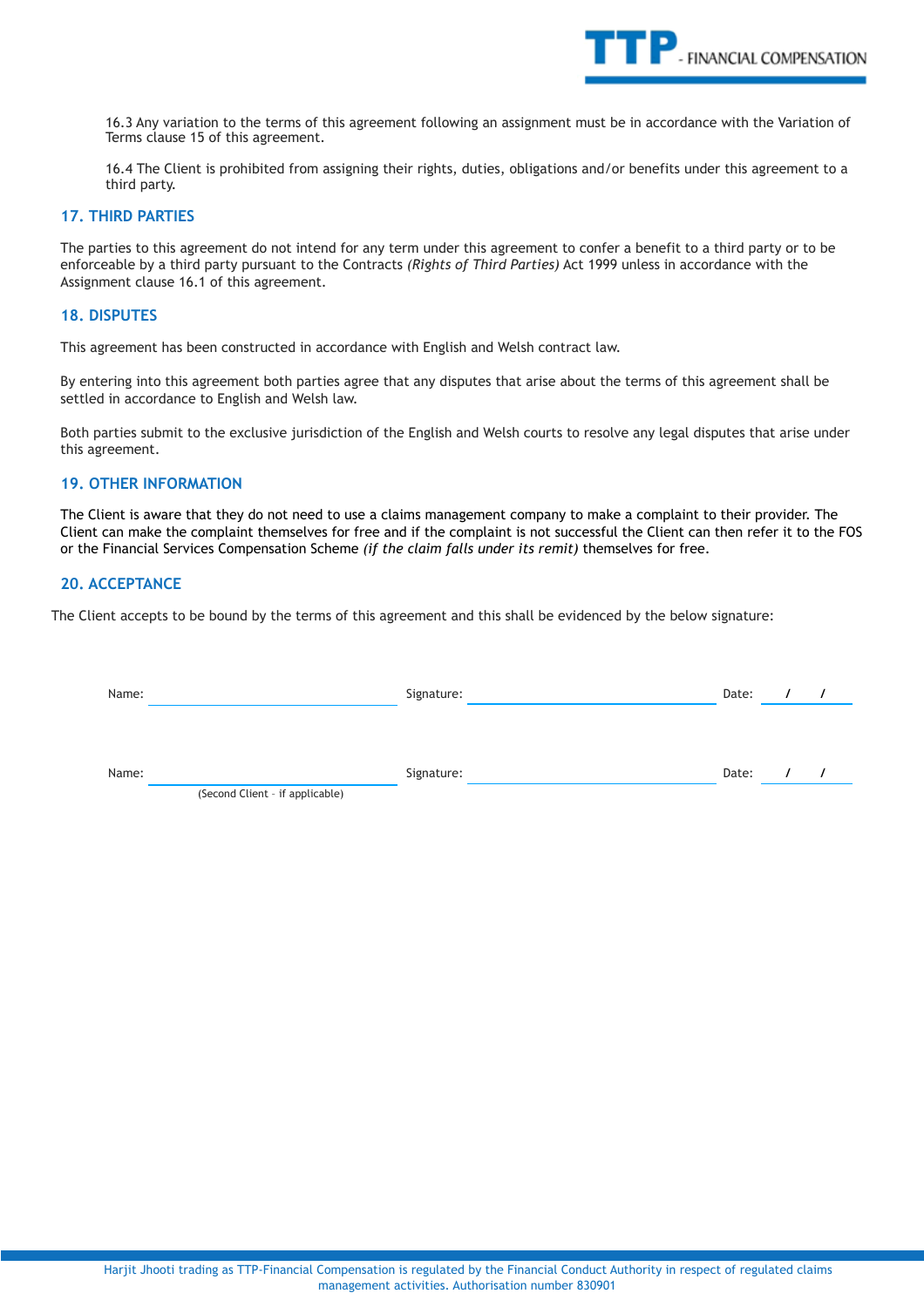16.3 Any variation to the terms of this agreement following an assignment must be in accordance with the Variation of Terms clause 15 of this agreement.

16.4 The Client is prohibited from assigning their rights, duties, obligations and/or benefits under this agreement to a third party.

## 17. THIRD PARTIES

The parties to this agreement do not intend for any term under this agreement to confer a benefit to a third party or to be enforceable by a third party pursuant to the Contracts *(Rights of Third Parties)* Act 1999 unless in accordance with the Assignment clause 16.1 of this agreement.

## 18. DISPUTES

This agreement has been constructed in accordance with English and Welsh contract law.

By entering into this agreement both parties agree that any disputes that arise about the terms of this agreement shall be settled in accordance to English and Welsh law.

Both parties submit to the exclusive jurisdiction of the English and Welsh courts to resolve any legal disputes that arise under this agreement.

## 19. OTHER INFORMATION

The Client is aware that they do not need to use a claims management company to make a complaint to their provider. The Client can make the complaint themselves for free and if the complaint is not successful the Client can then refer it to the FOS or the Financial Services Compensation Scheme *(if the claim falls under its remit)* themselves for free.

## 20. ACCEPTANCE

The Client accepts to be bound by the terms of this agreement and this shall be evidenced by the below signature:

Name: ______________________ Signature: ______________________ Date: &nbsp;&nbsp; / &nbsp;&nbsp; /

Name: ______________________ Signature: ______________________ Date: &nbsp;&nbsp; / &nbsp;&nbsp; /

(Second Client - if applicable)

Harjit Jhooti trading as TTP-Financial Compensation is regulated by the Financial Conduct Authority in respect of regulated claims management activities. Authorisation number 830901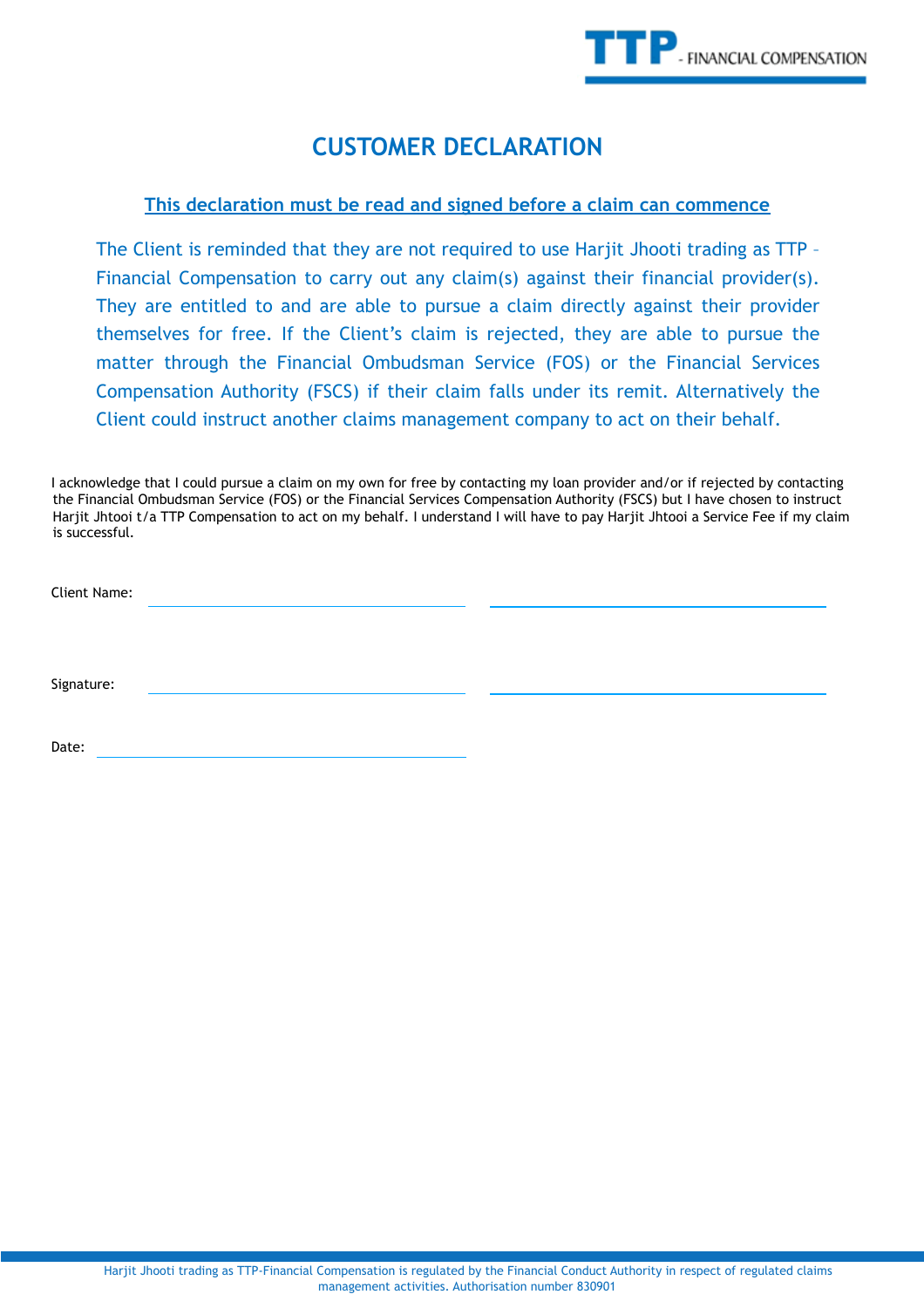# CUSTOMER DECLARATION

**This declaration must be read and signed before a claim can commence**

The Client is reminded that they are not required to use Harjit Jhooti trading as TTP – Financial Compensation to carry out any claim(s) against their financial provider(s). They are entitled to and are able to pursue a claim directly against their provider themselves for free. If the Client's claim is rejected, they are able to pursue the matter through the Financial Ombudsman Service (FOS) or the Financial Services Compensation Authority (FSCS) if their claim falls under its remit. Alternatively the Client could instruct another claims management company to act on their behalf.

I acknowledge that I could pursue a claim on my own for free by contacting my loan provider and/or if rejected by contacting the Financial Ombudsman Service (FOS) or the Financial Services Compensation Authority (FSCS) but I have chosen to instruct Harjit Jhtooi t/a TTP Compensation to act on my behalf. I understand I will have to pay Harjit Jhtooi a Service Fee if my claim is successful.

Client Name: ______________________ ______________________

Signature: ______________________ ______________________

Date: ______________________

Harjit Jhooti trading as TTP-Financial Compensation is regulated by the Financial Conduct Authority in respect of regulated claims management activities. Authorisation number 830901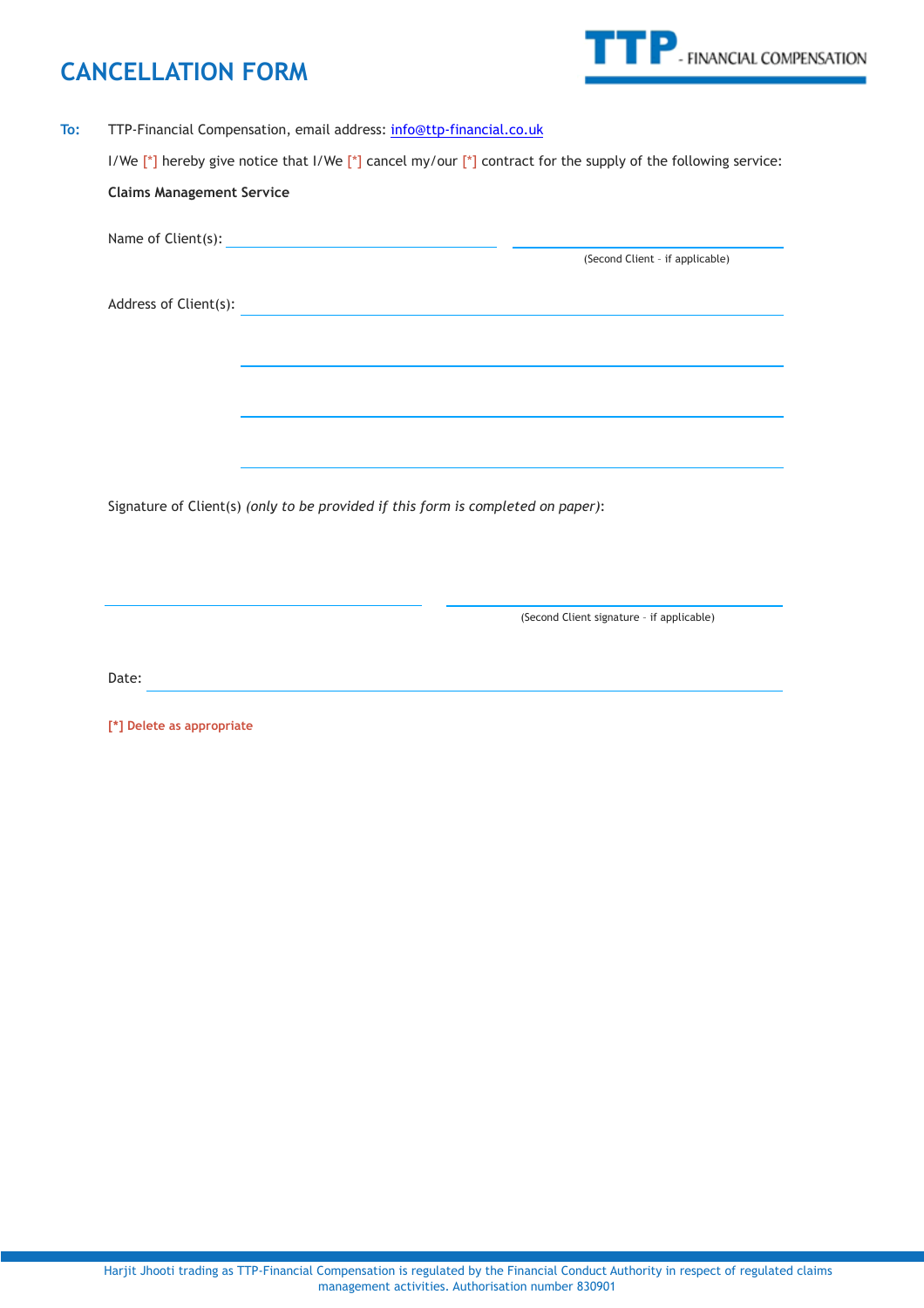# CANCELLATION FORM

TTP - FINANCIAL COMPENSATION

**To:** TTP-Financial Compensation, email address: info@ttp-financial.co.uk

I/We [*] hereby give notice that I/We [*] cancel my/our [*] contract for the supply of the following service:

**Claims Management Service**

Name of Client(s): ______________________ ______________________

(Second Client – if applicable)

Address of Client(s): ______________________

______________________

______________________

______________________

Signature of Client(s) *(only to be provided if this form is completed on paper)*:

______________________ ______________________

(Second Client signature – if applicable)

Date: ______________________

**[*] Delete as appropriate**

Harjit Jhooti trading as TTP-Financial Compensation is regulated by the Financial Conduct Authority in respect of regulated claims management activities. Authorisation number 830901